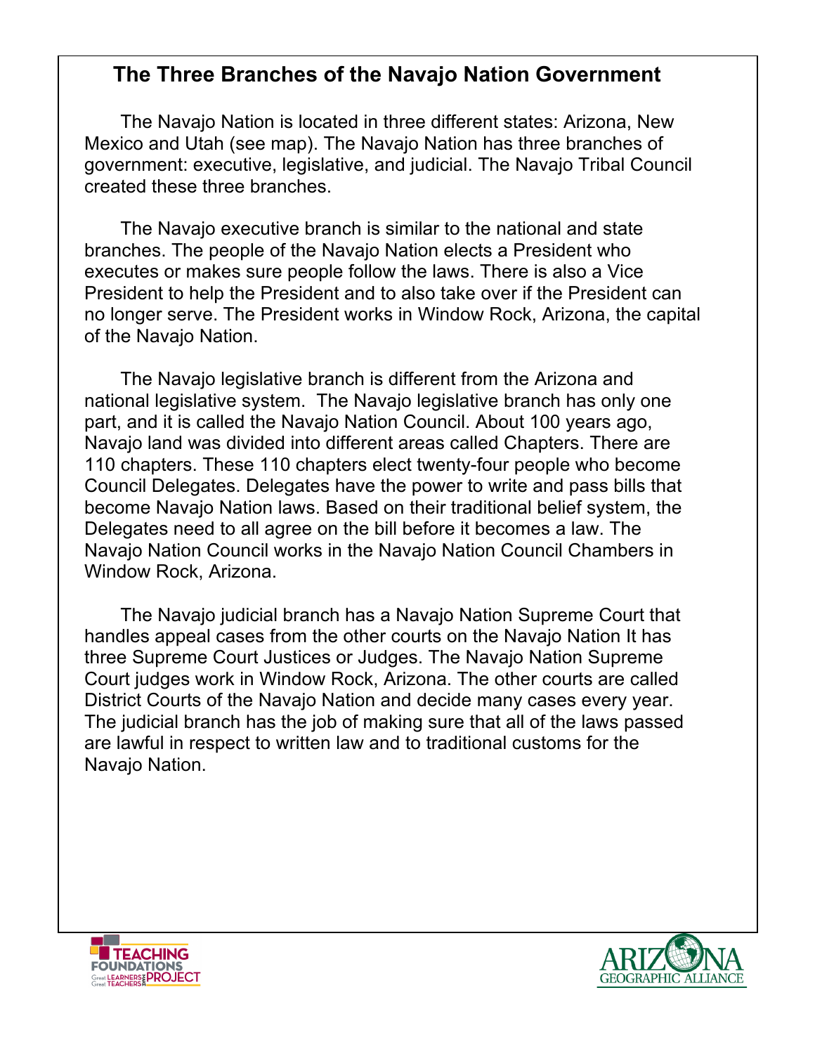# The Three Branches of the Navajo Nation Government

The Navajo Nation is located in three different states: Arizona, New Mexico and Utah (see map). The Navajo Nation has three branches of government: executive, legislative, and judicial. The Navajo Tribal Council created these three branches.

The Navajo executive branch is similar to the national and state branches. The people of the Navajo Nation elects a President who executes or makes sure people follow the laws. There is also a Vice President to help the President and to also take over if the President can no longer serve. The President works in Window Rock, Arizona, the capital of the Navajo Nation.

The Navajo legislative branch is different from the Arizona and national legislative system. The Navajo legislative branch has only one part, and it is called the Navajo Nation Council. About 100 years ago, Navajo land was divided into different areas called Chapters. There are 110 chapters. These 110 chapters elect twenty-four people who become Council Delegates. Delegates have the power to write and pass bills that become Navajo Nation laws. Based on their traditional belief system, the Delegates need to all agree on the bill before it becomes a law. The Navajo Nation Council works in the Navajo Nation Council Chambers in Window Rock, Arizona.

The Navajo judicial branch has a Navajo Nation Supreme Court that handles appeal cases from the other courts on the Navajo Nation It has three Supreme Court Justices or Judges. The Navajo Nation Supreme Court judges work in Window Rock, Arizona. The other courts are called District Courts of the Navajo Nation and decide many cases every year. The judicial branch has the job of making sure that all of the laws passed are lawful in respect to written law and to traditional customs for the Navajo Nation.

TEACHING FOUNDATIONS PROJECT — Great Learners Great Teachers

ARIZONA GEOGRAPHIC ALLIANCE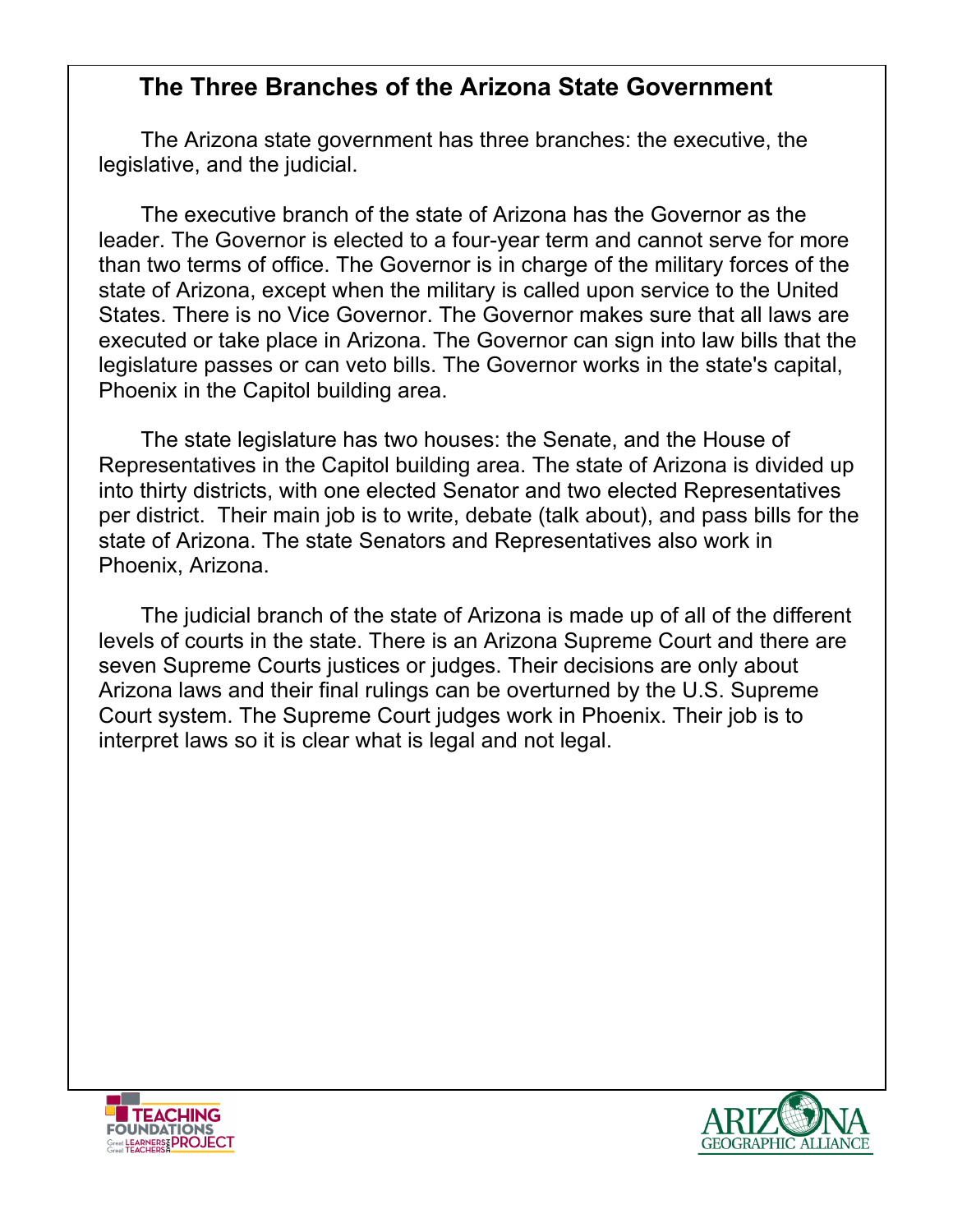# The Three Branches of the Arizona State Government

The Arizona state government has three branches: the executive, the legislative, and the judicial.

The executive branch of the state of Arizona has the Governor as the leader. The Governor is elected to a four-year term and cannot serve for more than two terms of office. The Governor is in charge of the military forces of the state of Arizona, except when the military is called upon service to the United States. There is no Vice Governor. The Governor makes sure that all laws are executed or take place in Arizona. The Governor can sign into law bills that the legislature passes or can veto bills. The Governor works in the state's capital, Phoenix in the Capitol building area.

The state legislature has two houses: the Senate, and the House of Representatives in the Capitol building area. The state of Arizona is divided up into thirty districts, with one elected Senator and two elected Representatives per district. Their main job is to write, debate (talk about), and pass bills for the state of Arizona. The state Senators and Representatives also work in Phoenix, Arizona.

The judicial branch of the state of Arizona is made up of all of the different levels of courts in the state. There is an Arizona Supreme Court and there are seven Supreme Courts justices or judges. Their decisions are only about Arizona laws and their final rulings can be overturned by the U.S. Supreme Court system. The Supreme Court judges work in Phoenix. Their job is to interpret laws so it is clear what is legal and not legal.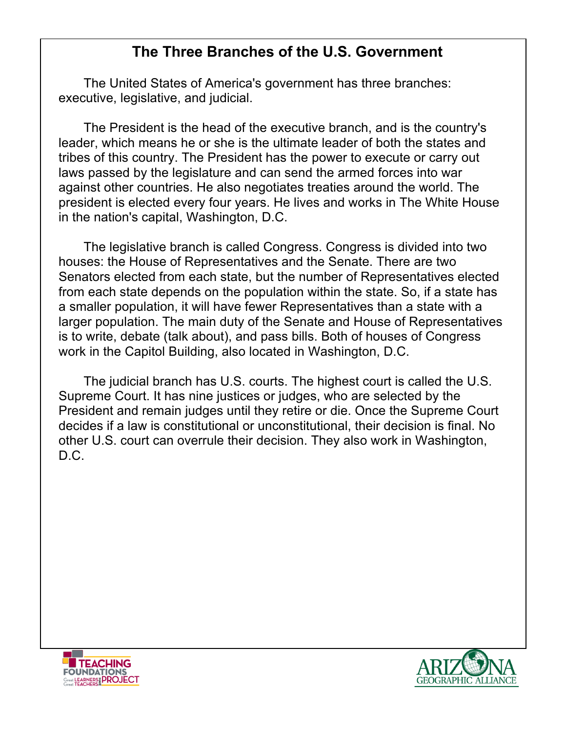# The Three Branches of the U.S. Government

The United States of America's government has three branches: executive, legislative, and judicial.

The President is the head of the executive branch, and is the country's leader, which means he or she is the ultimate leader of both the states and tribes of this country. The President has the power to execute or carry out laws passed by the legislature and can send the armed forces into war against other countries. He also negotiates treaties around the world. The president is elected every four years. He lives and works in The White House in the nation's capital, Washington, D.C.

The legislative branch is called Congress. Congress is divided into two houses: the House of Representatives and the Senate. There are two Senators elected from each state, but the number of Representatives elected from each state depends on the population within the state. So, if a state has a smaller population, it will have fewer Representatives than a state with a larger population. The main duty of the Senate and House of Representatives is to write, debate (talk about), and pass bills. Both of houses of Congress work in the Capitol Building, also located in Washington, D.C.

The judicial branch has U.S. courts. The highest court is called the U.S. Supreme Court. It has nine justices or judges, who are selected by the President and remain judges until they retire or die. Once the Supreme Court decides if a law is constitutional or unconstitutional, their decision is final. No other U.S. court can overrule their decision. They also work in Washington, D.C.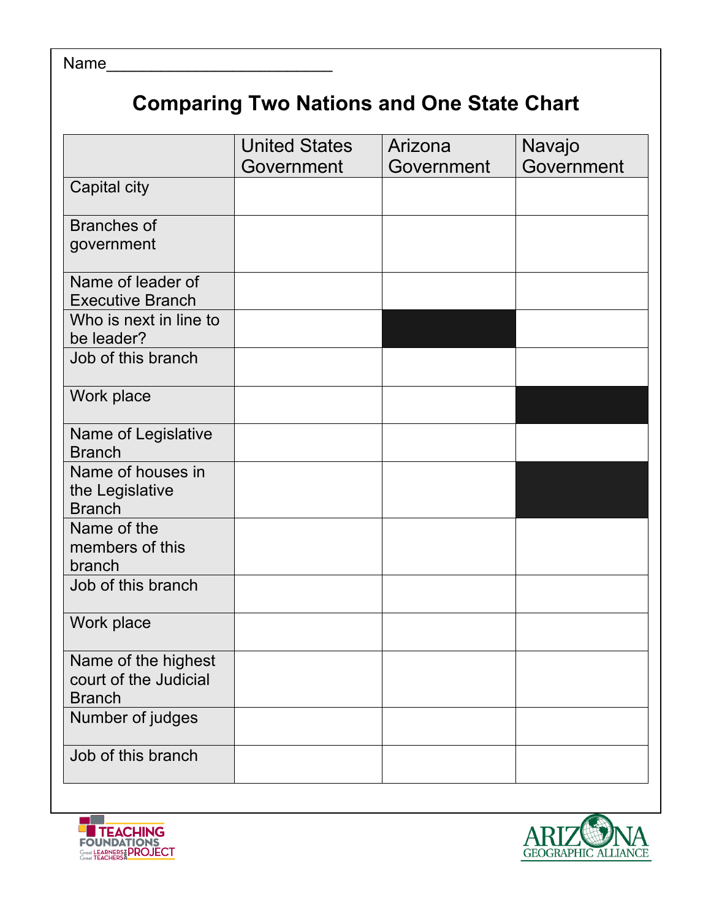Name___________________________

# Comparing Two Nations and One State Chart

| | United States Government | Arizona Government | Navajo Government |
|---|---|---|---|
| Capital city | | | |
| Branches of government | | | |
| Name of leader of Executive Branch | | | |
| Who is next in line to be leader? | | | |
| Job of this branch | | | |
| Work place | | | |
| Name of Legislative Branch | | | |
| Name of houses in the Legislative Branch | | | |
| Name of the members of this branch | | | |
| Job of this branch | | | |
| Work place | | | |
| Name of the highest court of the Judicial Branch | | | |
| Number of judges | | | |
| Job of this branch | | | |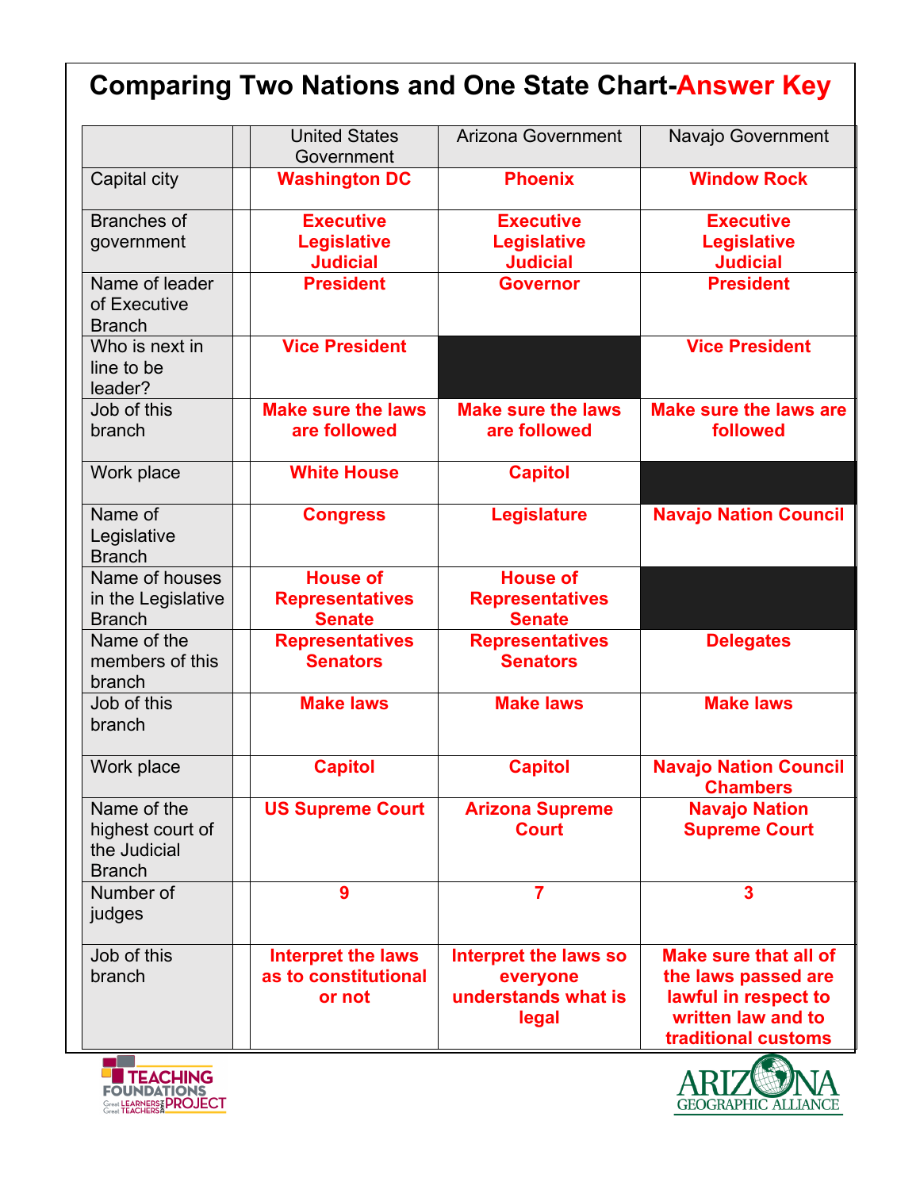# Comparing Two Nations and One State Chart-Answer Key

| | United States Government | Arizona Government | Navajo Government |
|---|---|---|---|
| Capital city | Washington DC | Phoenix | Window Rock |
| Branches of government | Executive Legislative Judicial | Executive Legislative Judicial | Executive Legislative Judicial |
| Name of leader of Executive Branch | President | Governor | President |
| Who is next in line to be leader? | Vice President | | Vice President |
| Job of this branch | Make sure the laws are followed | Make sure the laws are followed | Make sure the laws are followed |
| Work place | White House | Capitol | |
| Name of Legislative Branch | Congress | Legislature | Navajo Nation Council |
| Name of houses in the Legislative Branch | House of Representatives Senate | House of Representatives Senate | |
| Name of the members of this branch | Representatives Senators | Representatives Senators | Delegates |
| Job of this branch | Make laws | Make laws | Make laws |
| Work place | Capitol | Capitol | Navajo Nation Council Chambers |
| Name of the highest court of the Judicial Branch | US Supreme Court | Arizona Supreme Court | Navajo Nation Supreme Court |
| Number of judges | 9 | 7 | 3 |
| Job of this branch | Interpret the laws as to constitutional or not | Interpret the laws so everyone understands what is legal | Make sure that all of the laws passed are lawful in respect to written law and to traditional customs |

TEACHING FOUNDATIONS PROJECT — Great Learners Great Teachers

ARIZONA GEOGRAPHIC ALLIANCE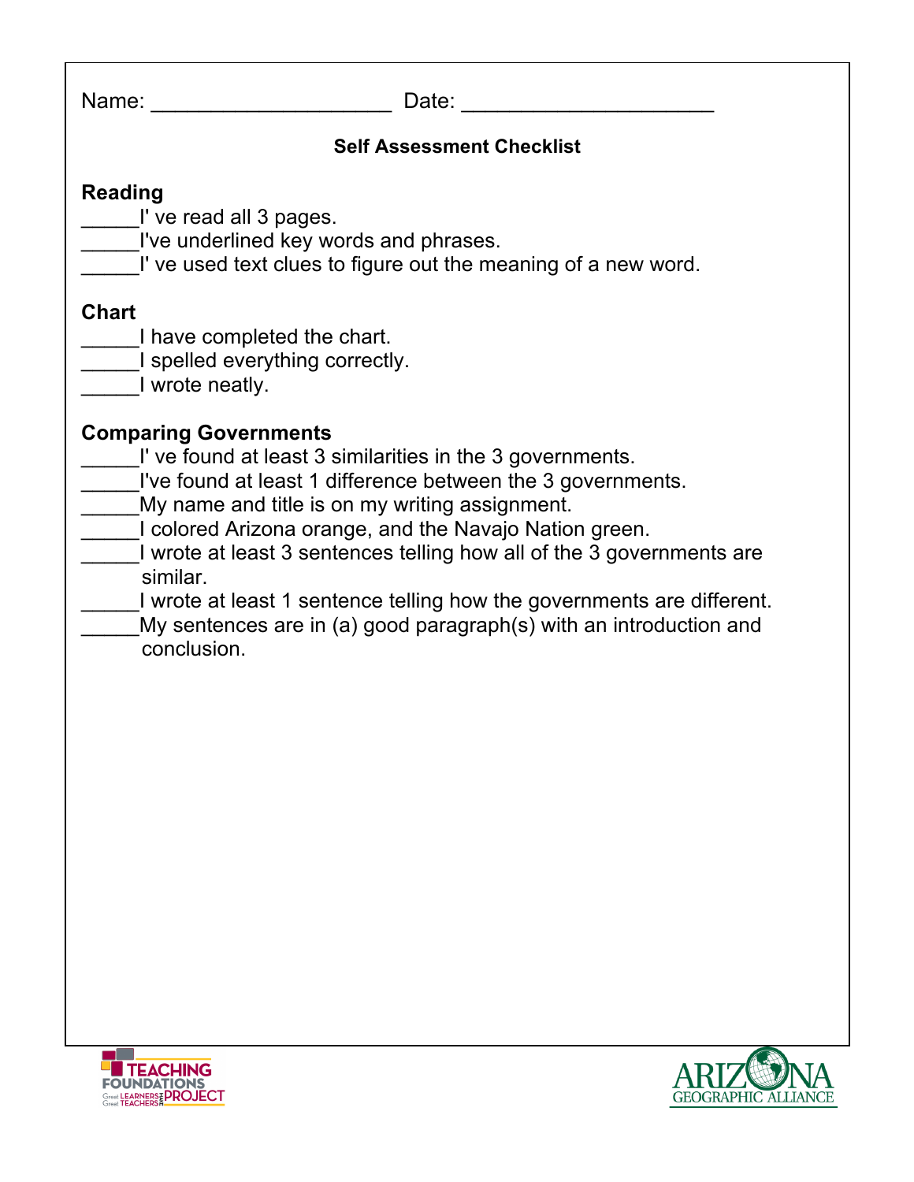Name: ____________________ Date: _____________________

**Self Assessment Checklist**

**Reading**

_____I' ve read all 3 pages.
_____I've underlined key words and phrases.
_____I' ve used text clues to figure out the meaning of a new word.

**Chart**

_____I have completed the chart.
_____I spelled everything correctly.
_____I wrote neatly.

**Comparing Governments**

_____I' ve found at least 3 similarities in the 3 governments.
_____I've found at least 1 difference between the 3 governments.
_____My name and title is on my writing assignment.
_____I colored Arizona orange, and the Navajo Nation green.
_____I wrote at least 3 sentences telling how all of the 3 governments are similar.
_____I wrote at least 1 sentence telling how the governments are different.
_____My sentences are in (a) good paragraph(s) with an introduction and conclusion.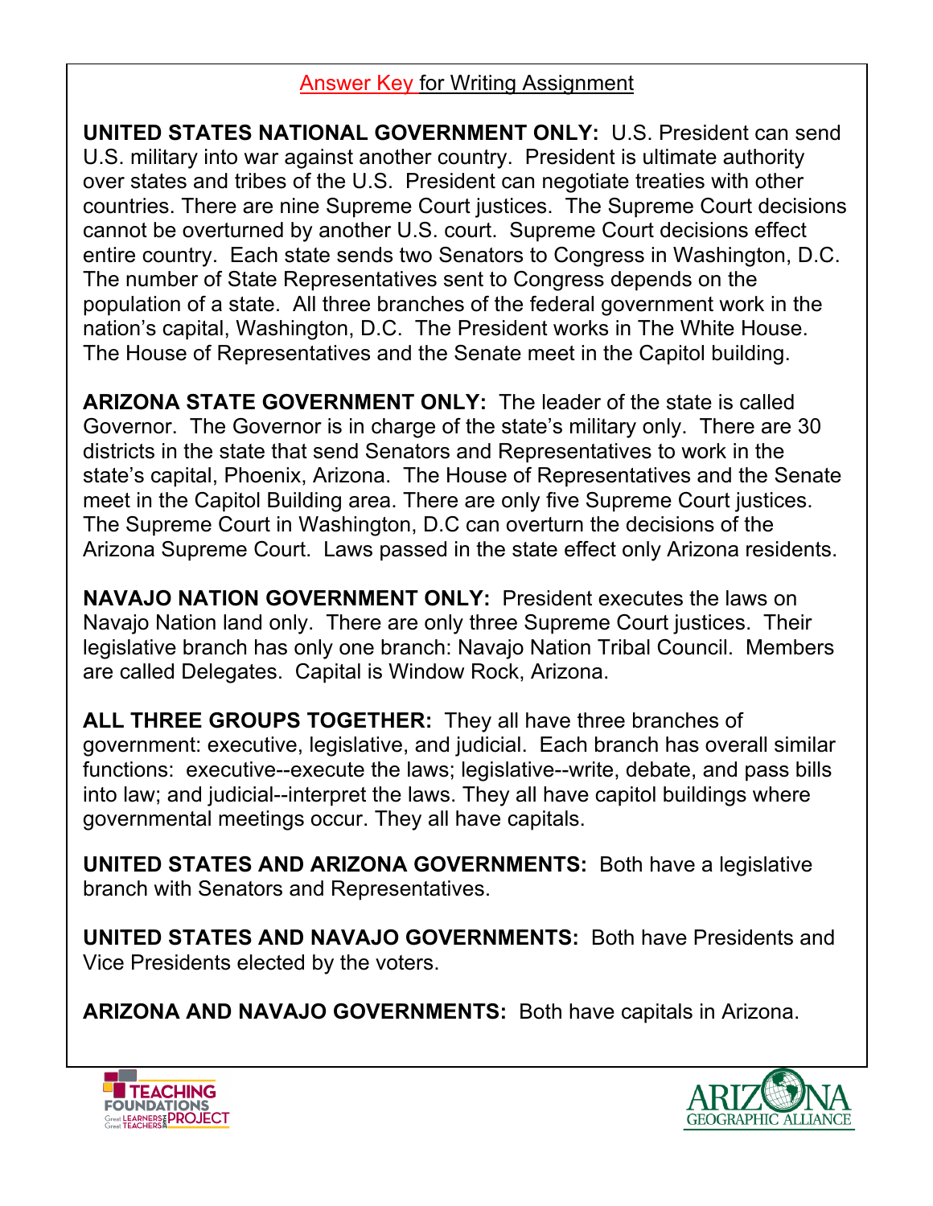## Answer Key for Writing Assignment

**UNITED STATES NATIONAL GOVERNMENT ONLY:** U.S. President can send U.S. military into war against another country. President is ultimate authority over states and tribes of the U.S. President can negotiate treaties with other countries. There are nine Supreme Court justices. The Supreme Court decisions cannot be overturned by another U.S. court. Supreme Court decisions effect entire country. Each state sends two Senators to Congress in Washington, D.C. The number of State Representatives sent to Congress depends on the population of a state. All three branches of the federal government work in the nation's capital, Washington, D.C. The President works in The White House. The House of Representatives and the Senate meet in the Capitol building.

**ARIZONA STATE GOVERNMENT ONLY:** The leader of the state is called Governor. The Governor is in charge of the state's military only. There are 30 districts in the state that send Senators and Representatives to work in the state's capital, Phoenix, Arizona. The House of Representatives and the Senate meet in the Capitol Building area. There are only five Supreme Court justices. The Supreme Court in Washington, D.C can overturn the decisions of the Arizona Supreme Court. Laws passed in the state effect only Arizona residents.

**NAVAJO NATION GOVERNMENT ONLY:** President executes the laws on Navajo Nation land only. There are only three Supreme Court justices. Their legislative branch has only one branch: Navajo Nation Tribal Council. Members are called Delegates. Capital is Window Rock, Arizona.

**ALL THREE GROUPS TOGETHER:** They all have three branches of government: executive, legislative, and judicial. Each branch has overall similar functions: executive--execute the laws; legislative--write, debate, and pass bills into law; and judicial--interpret the laws. They all have capitol buildings where governmental meetings occur. They all have capitals.

**UNITED STATES AND ARIZONA GOVERNMENTS:** Both have a legislative branch with Senators and Representatives.

**UNITED STATES AND NAVAJO GOVERNMENTS:** Both have Presidents and Vice Presidents elected by the voters.

**ARIZONA AND NAVAJO GOVERNMENTS:** Both have capitals in Arizona.

TEACHING FOUNDATIONS PROJECT — Great Learners Great Teachers

ARIZONA GEOGRAPHIC ALLIANCE